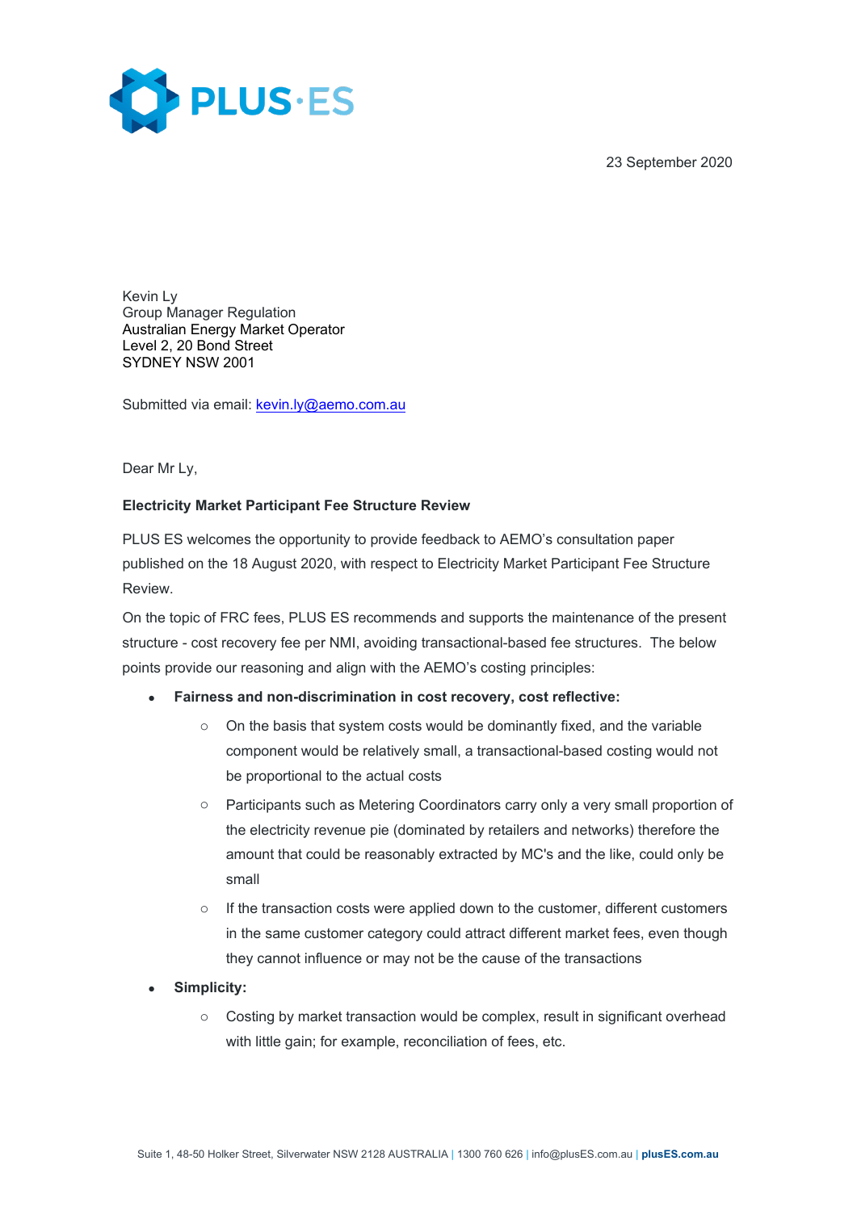23 September 2020

Kevin Ly
Group Manager Regulation
Australian Energy Market Operator
Level 2, 20 Bond Street
SYDNEY NSW 2001

Submitted via email: kevin.ly@aemo.com.au

Dear Mr Ly,

**Electricity Market Participant Fee Structure Review**

PLUS ES welcomes the opportunity to provide feedback to AEMO's consultation paper published on the 18 August 2020, with respect to Electricity Market Participant Fee Structure Review.

On the topic of FRC fees, PLUS ES recommends and supports the maintenance of the present structure - cost recovery fee per NMI, avoiding transactional-based fee structures. The below points provide our reasoning and align with the AEMO's costing principles:

- **Fairness and non-discrimination in cost recovery, cost reflective:**
  - On the basis that system costs would be dominantly fixed, and the variable component would be relatively small, a transactional-based costing would not be proportional to the actual costs
  - Participants such as Metering Coordinators carry only a very small proportion of the electricity revenue pie (dominated by retailers and networks) therefore the amount that could be reasonably extracted by MC's and the like, could only be small
  - If the transaction costs were applied down to the customer, different customers in the same customer category could attract different market fees, even though they cannot influence or may not be the cause of the transactions
- **Simplicity:**
  - Costing by market transaction would be complex, result in significant overhead with little gain; for example, reconciliation of fees, etc.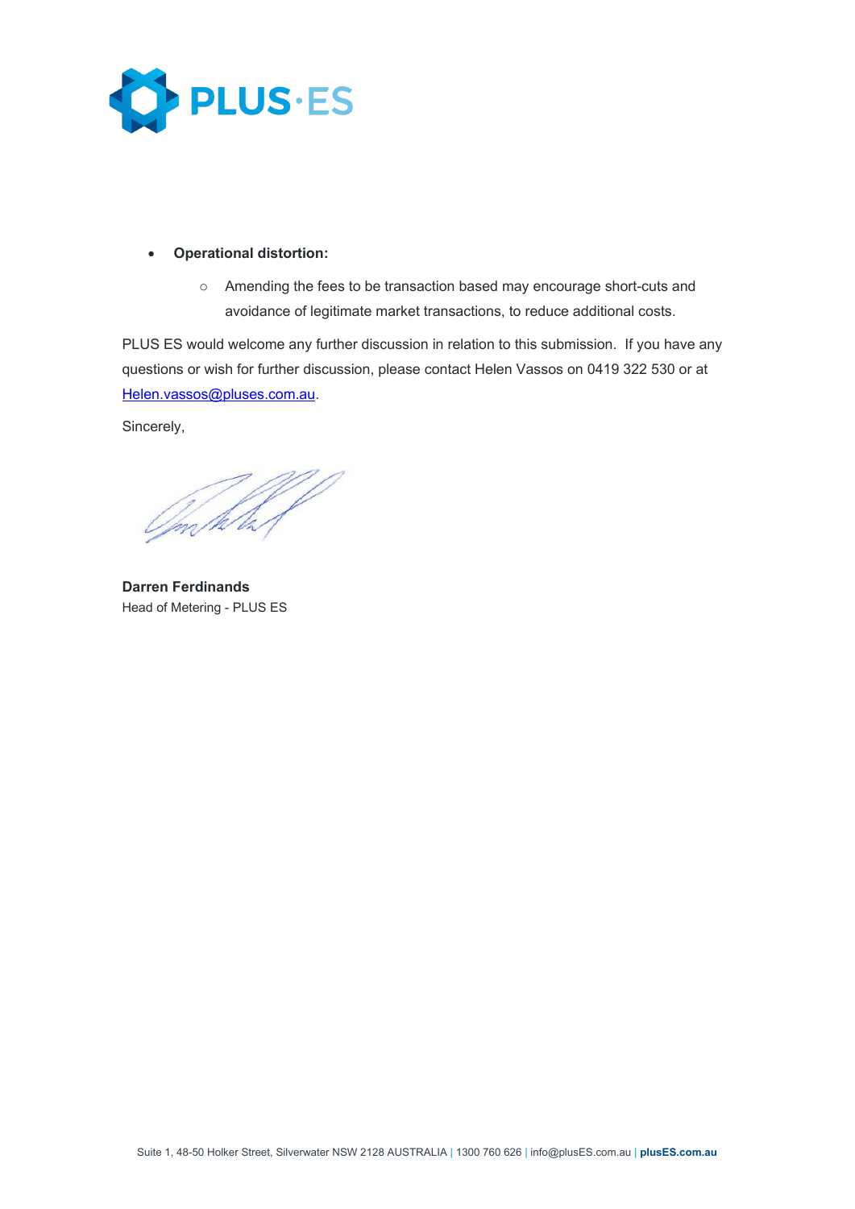- **Operational distortion:**
    - Amending the fees to be transaction based may encourage short-cuts and avoidance of legitimate market transactions, to reduce additional costs.

PLUS ES would welcome any further discussion in relation to this submission. If you have any questions or wish for further discussion, please contact Helen Vassos on 0419 322 530 or at Helen.vassos@pluses.com.au.

Sincerely,

**Darren Ferdinands**
Head of Metering - PLUS ES